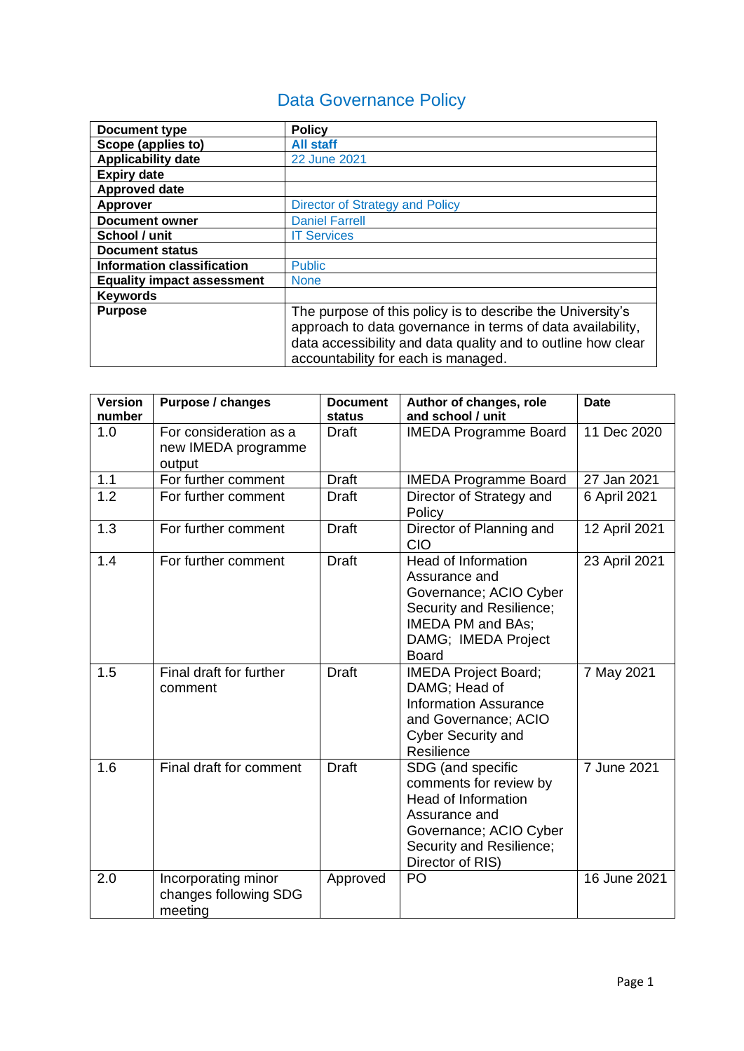# Data Governance Policy

| Document type | Policy |
|---|---|
| Scope (applies to) | **All staff** |
| Applicability date | 22 June 2021 |
| Expiry date | |
| Approved date | |
| Approver | Director of Strategy and Policy |
| Document owner | Daniel Farrell |
| School / unit | IT Services |
| Document status | |
| Information classification | Public |
| Equality impact assessment | None |
| Keywords | |
| Purpose | The purpose of this policy is to describe the University's approach to data governance in terms of data availability, data accessibility and data quality and to outline how clear accountability for each is managed. |

| Version number | Purpose / changes | Document status | Author of changes, role and school / unit | Date |
|---|---|---|---|---|
| 1.0 | For consideration as a new IMEDA programme output | Draft | IMEDA Programme Board | 11 Dec 2020 |
| 1.1 | For further comment | Draft | IMEDA Programme Board | 27 Jan 2021 |
| 1.2 | For further comment | Draft | Director of Strategy and Policy | 6 April 2021 |
| 1.3 | For further comment | Draft | Director of Planning and CIO | 12 April 2021 |
| 1.4 | For further comment | Draft | Head of Information Assurance and Governance; ACIO Cyber Security and Resilience; IMEDA PM and BAs; DAMG; IMEDA Project Board | 23 April 2021 |
| 1.5 | Final draft for further comment | Draft | IMEDA Project Board; DAMG; Head of Information Assurance and Governance; ACIO Cyber Security and Resilience | 7 May 2021 |
| 1.6 | Final draft for comment | Draft | SDG (and specific comments for review by Head of Information Assurance and Governance; ACIO Cyber Security and Resilience; Director of RIS) | 7 June 2021 |
| 2.0 | Incorporating minor changes following SDG meeting | Approved | PO | 16 June 2021 |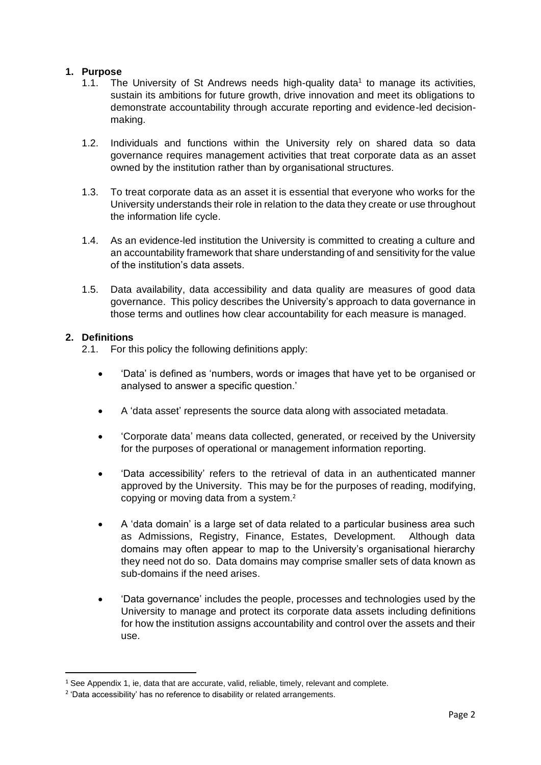## 1. Purpose

1.1. The University of St Andrews needs high-quality data[1] to manage its activities, sustain its ambitions for future growth, drive innovation and meet its obligations to demonstrate accountability through accurate reporting and evidence-led decision-making.

1.2. Individuals and functions within the University rely on shared data so data governance requires management activities that treat corporate data as an asset owned by the institution rather than by organisational structures.

1.3. To treat corporate data as an asset it is essential that everyone who works for the University understands their role in relation to the data they create or use throughout the information life cycle.

1.4. As an evidence-led institution the University is committed to creating a culture and an accountability framework that share understanding of and sensitivity for the value of the institution's data assets.

1.5. Data availability, data accessibility and data quality are measures of good data governance. This policy describes the University's approach to data governance in those terms and outlines how clear accountability for each measure is managed.

## 2. Definitions

2.1. For this policy the following definitions apply:

- 'Data' is defined as 'numbers, words or images that have yet to be organised or analysed to answer a specific question.'
- A 'data asset' represents the source data along with associated metadata.
- 'Corporate data' means data collected, generated, or received by the University for the purposes of operational or management information reporting.
- 'Data accessibility' refers to the retrieval of data in an authenticated manner approved by the University. This may be for the purposes of reading, modifying, copying or moving data from a system.[2]
- A 'data domain' is a large set of data related to a particular business area such as Admissions, Registry, Finance, Estates, Development. Although data domains may often appear to map to the University's organisational hierarchy they need not do so. Data domains may comprise smaller sets of data known as sub-domains if the need arises.
- 'Data governance' includes the people, processes and technologies used by the University to manage and protect its corporate data assets including definitions for how the institution assigns accountability and control over the assets and their use.

---

[1] See Appendix 1, ie, data that are accurate, valid, reliable, timely, relevant and complete.

[2] 'Data accessibility' has no reference to disability or related arrangements.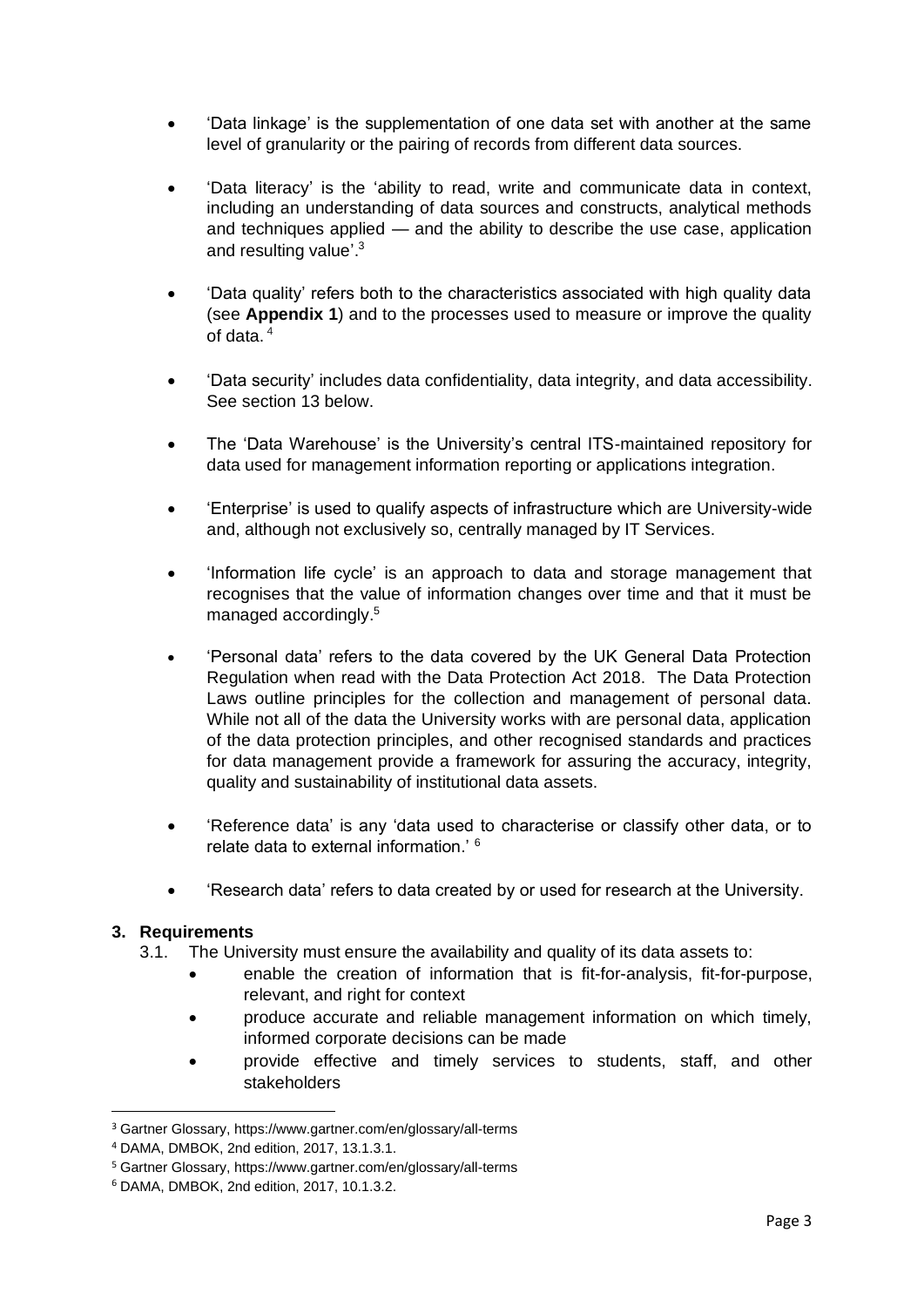- 'Data linkage' is the supplementation of one data set with another at the same level of granularity or the pairing of records from different data sources.

- 'Data literacy' is the 'ability to read, write and communicate data in context, including an understanding of data sources and constructs, analytical methods and techniques applied — and the ability to describe the use case, application and resulting value'.[3]

- 'Data quality' refers both to the characteristics associated with high quality data (see **Appendix 1**) and to the processes used to measure or improve the quality of data.[4]

- 'Data security' includes data confidentiality, data integrity, and data accessibility. See section 13 below.

- The 'Data Warehouse' is the University's central ITS-maintained repository for data used for management information reporting or applications integration.

- 'Enterprise' is used to qualify aspects of infrastructure which are University-wide and, although not exclusively so, centrally managed by IT Services.

- 'Information life cycle' is an approach to data and storage management that recognises that the value of information changes over time and that it must be managed accordingly.[5]

- 'Personal data' refers to the data covered by the UK General Data Protection Regulation when read with the Data Protection Act 2018. The Data Protection Laws outline principles for the collection and management of personal data. While not all of the data the University works with are personal data, application of the data protection principles, and other recognised standards and practices for data management provide a framework for assuring the accuracy, integrity, quality and sustainability of institutional data assets.

- 'Reference data' is any 'data used to characterise or classify other data, or to relate data to external information.'[6]

- 'Research data' refers to data created by or used for research at the University.

## 3. Requirements

3.1. The University must ensure the availability and quality of its data assets to:

- enable the creation of information that is fit-for-analysis, fit-for-purpose, relevant, and right for context
- produce accurate and reliable management information on which timely, informed corporate decisions can be made
- provide effective and timely services to students, staff, and other stakeholders

---

[3] Gartner Glossary, https://www.gartner.com/en/glossary/all-terms

[4] DAMA, DMBOK, 2nd edition, 2017, 13.1.3.1.

[5] Gartner Glossary, https://www.gartner.com/en/glossary/all-terms

[6] DAMA, DMBOK, 2nd edition, 2017, 10.1.3.2.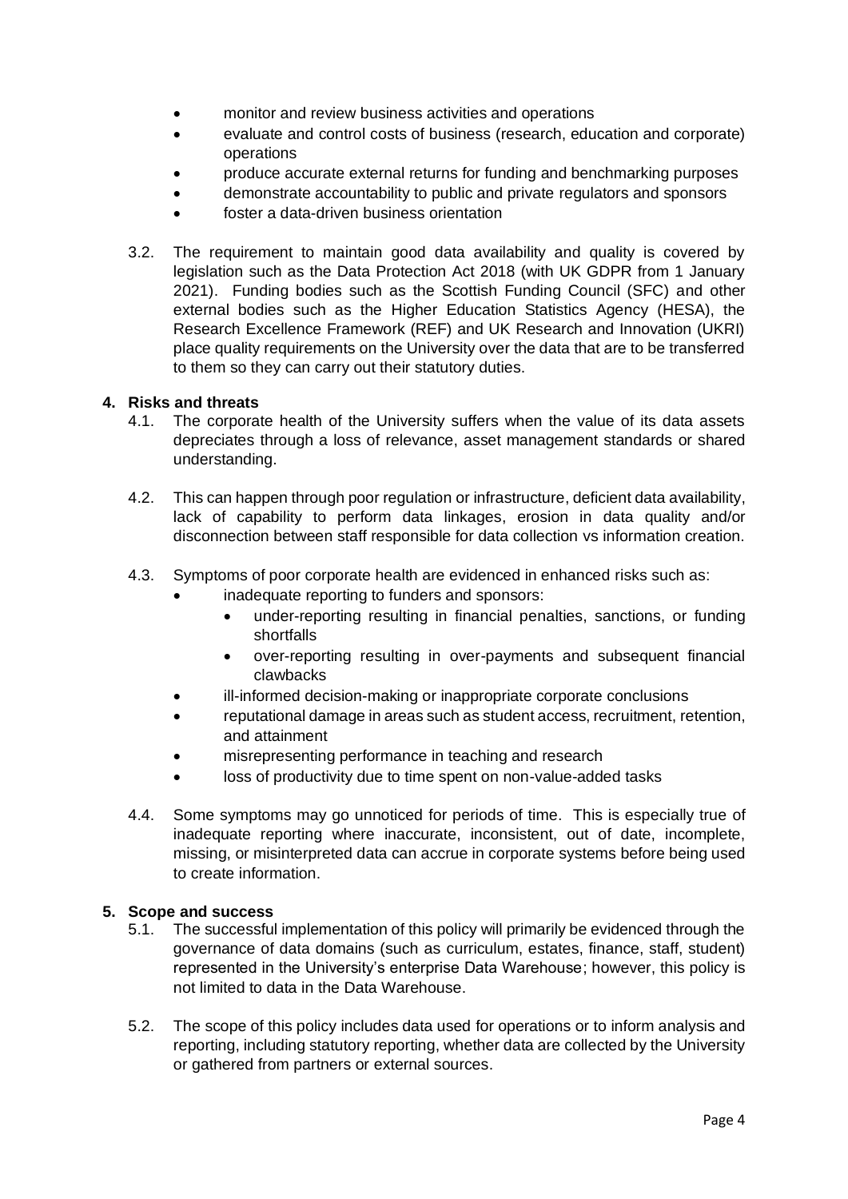- monitor and review business activities and operations
- evaluate and control costs of business (research, education and corporate) operations
- produce accurate external returns for funding and benchmarking purposes
- demonstrate accountability to public and private regulators and sponsors
- foster a data-driven business orientation

3.2. The requirement to maintain good data availability and quality is covered by legislation such as the Data Protection Act 2018 (with UK GDPR from 1 January 2021). Funding bodies such as the Scottish Funding Council (SFC) and other external bodies such as the Higher Education Statistics Agency (HESA), the Research Excellence Framework (REF) and UK Research and Innovation (UKRI) place quality requirements on the University over the data that are to be transferred to them so they can carry out their statutory duties.

## 4. Risks and threats

4.1. The corporate health of the University suffers when the value of its data assets depreciates through a loss of relevance, asset management standards or shared understanding.

4.2. This can happen through poor regulation or infrastructure, deficient data availability, lack of capability to perform data linkages, erosion in data quality and/or disconnection between staff responsible for data collection vs information creation.

4.3. Symptoms of poor corporate health are evidenced in enhanced risks such as:

- inadequate reporting to funders and sponsors:
    - under-reporting resulting in financial penalties, sanctions, or funding shortfalls
    - over-reporting resulting in over-payments and subsequent financial clawbacks
- ill-informed decision-making or inappropriate corporate conclusions
- reputational damage in areas such as student access, recruitment, retention, and attainment
- misrepresenting performance in teaching and research
- loss of productivity due to time spent on non-value-added tasks

4.4. Some symptoms may go unnoticed for periods of time. This is especially true of inadequate reporting where inaccurate, inconsistent, out of date, incomplete, missing, or misinterpreted data can accrue in corporate systems before being used to create information.

## 5. Scope and success

5.1. The successful implementation of this policy will primarily be evidenced through the governance of data domains (such as curriculum, estates, finance, staff, student) represented in the University's enterprise Data Warehouse; however, this policy is not limited to data in the Data Warehouse.

5.2. The scope of this policy includes data used for operations or to inform analysis and reporting, including statutory reporting, whether data are collected by the University or gathered from partners or external sources.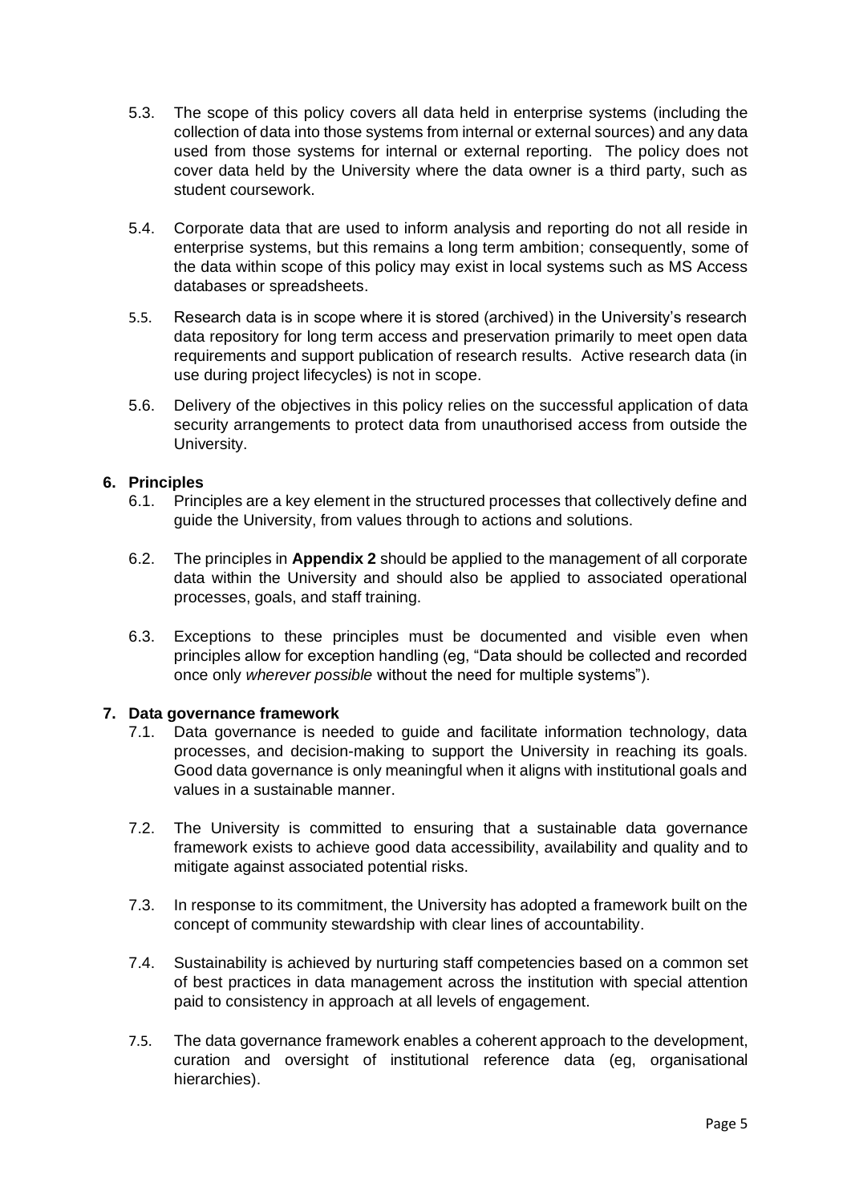5.3. The scope of this policy covers all data held in enterprise systems (including the collection of data into those systems from internal or external sources) and any data used from those systems for internal or external reporting. The policy does not cover data held by the University where the data owner is a third party, such as student coursework.

5.4. Corporate data that are used to inform analysis and reporting do not all reside in enterprise systems, but this remains a long term ambition; consequently, some of the data within scope of this policy may exist in local systems such as MS Access databases or spreadsheets.

5.5. Research data is in scope where it is stored (archived) in the University's research data repository for long term access and preservation primarily to meet open data requirements and support publication of research results. Active research data (in use during project lifecycles) is not in scope.

5.6. Delivery of the objectives in this policy relies on the successful application of data security arrangements to protect data from unauthorised access from outside the University.

## 6. Principles

6.1. Principles are a key element in the structured processes that collectively define and guide the University, from values through to actions and solutions.

6.2. The principles in **Appendix 2** should be applied to the management of all corporate data within the University and should also be applied to associated operational processes, goals, and staff training.

6.3. Exceptions to these principles must be documented and visible even when principles allow for exception handling (eg, "Data should be collected and recorded once only *wherever possible* without the need for multiple systems").

## 7. Data governance framework

7.1. Data governance is needed to guide and facilitate information technology, data processes, and decision-making to support the University in reaching its goals. Good data governance is only meaningful when it aligns with institutional goals and values in a sustainable manner.

7.2. The University is committed to ensuring that a sustainable data governance framework exists to achieve good data accessibility, availability and quality and to mitigate against associated potential risks.

7.3. In response to its commitment, the University has adopted a framework built on the concept of community stewardship with clear lines of accountability.

7.4. Sustainability is achieved by nurturing staff competencies based on a common set of best practices in data management across the institution with special attention paid to consistency in approach at all levels of engagement.

7.5. The data governance framework enables a coherent approach to the development, curation and oversight of institutional reference data (eg, organisational hierarchies).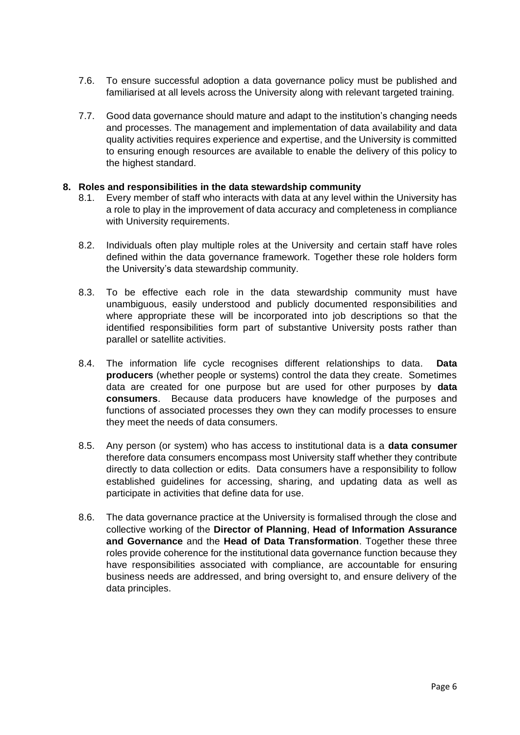7.6. To ensure successful adoption a data governance policy must be published and familiarised at all levels across the University along with relevant targeted training.

7.7. Good data governance should mature and adapt to the institution's changing needs and processes. The management and implementation of data availability and data quality activities requires experience and expertise, and the University is committed to ensuring enough resources are available to enable the delivery of this policy to the highest standard.

## 8. Roles and responsibilities in the data stewardship community

8.1. Every member of staff who interacts with data at any level within the University has a role to play in the improvement of data accuracy and completeness in compliance with University requirements.

8.2. Individuals often play multiple roles at the University and certain staff have roles defined within the data governance framework. Together these role holders form the University's data stewardship community.

8.3. To be effective each role in the data stewardship community must have unambiguous, easily understood and publicly documented responsibilities and where appropriate these will be incorporated into job descriptions so that the identified responsibilities form part of substantive University posts rather than parallel or satellite activities.

8.4. The information life cycle recognises different relationships to data. **Data producers** (whether people or systems) control the data they create. Sometimes data are created for one purpose but are used for other purposes by **data consumers**. Because data producers have knowledge of the purposes and functions of associated processes they own they can modify processes to ensure they meet the needs of data consumers.

8.5. Any person (or system) who has access to institutional data is a **data consumer** therefore data consumers encompass most University staff whether they contribute directly to data collection or edits. Data consumers have a responsibility to follow established guidelines for accessing, sharing, and updating data as well as participate in activities that define data for use.

8.6. The data governance practice at the University is formalised through the close and collective working of the **Director of Planning**, **Head of Information Assurance and Governance** and the **Head of Data Transformation**. Together these three roles provide coherence for the institutional data governance function because they have responsibilities associated with compliance, are accountable for ensuring business needs are addressed, and bring oversight to, and ensure delivery of the data principles.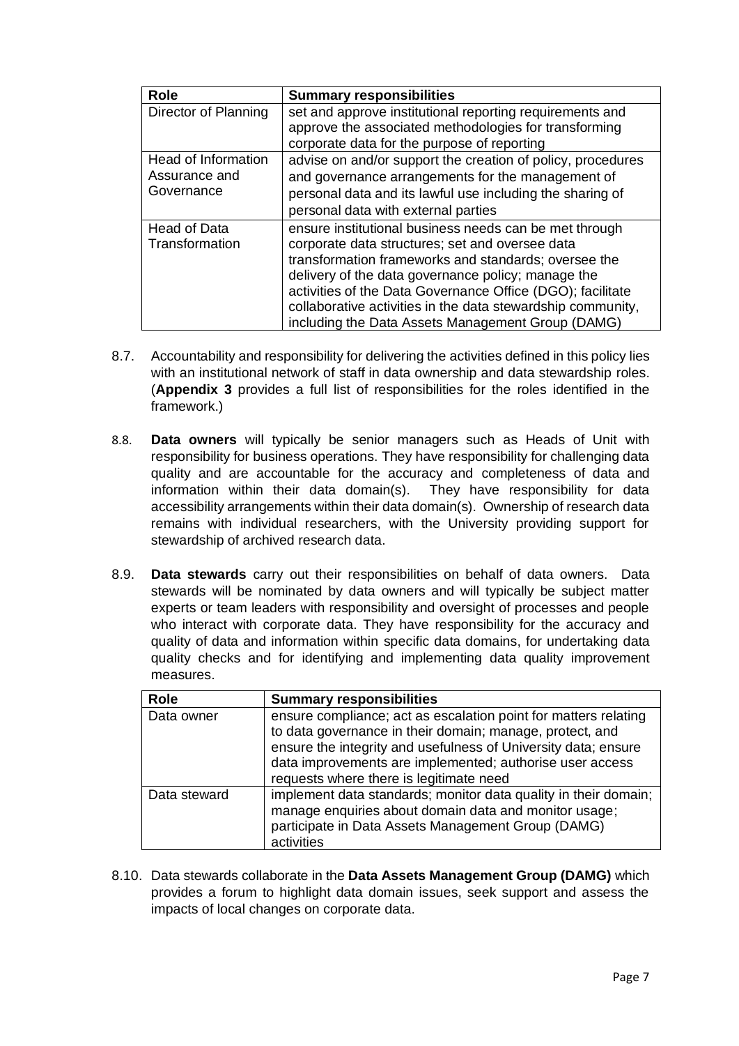| Role | Summary responsibilities |
| --- | --- |
| Director of Planning | set and approve institutional reporting requirements and approve the associated methodologies for transforming corporate data for the purpose of reporting |
| Head of Information Assurance and Governance | advise on and/or support the creation of policy, procedures and governance arrangements for the management of personal data and its lawful use including the sharing of personal data with external parties |
| Head of Data Transformation | ensure institutional business needs can be met through corporate data structures; set and oversee data transformation frameworks and standards; oversee the delivery of the data governance policy; manage the activities of the Data Governance Office (DGO); facilitate collaborative activities in the data stewardship community, including the Data Assets Management Group (DAMG) |

8.7. Accountability and responsibility for delivering the activities defined in this policy lies with an institutional network of staff in data ownership and data stewardship roles. (**Appendix 3** provides a full list of responsibilities for the roles identified in the framework.)

8.8. **Data owners** will typically be senior managers such as Heads of Unit with responsibility for business operations. They have responsibility for challenging data quality and are accountable for the accuracy and completeness of data and information within their data domain(s). They have responsibility for data accessibility arrangements within their data domain(s). Ownership of research data remains with individual researchers, with the University providing support for stewardship of archived research data.

8.9. **Data stewards** carry out their responsibilities on behalf of data owners. Data stewards will be nominated by data owners and will typically be subject matter experts or team leaders with responsibility and oversight of processes and people who interact with corporate data. They have responsibility for the accuracy and quality of data and information within specific data domains, for undertaking data quality checks and for identifying and implementing data quality improvement measures.

| Role | Summary responsibilities |
| --- | --- |
| Data owner | ensure compliance; act as escalation point for matters relating to data governance in their domain; manage, protect, and ensure the integrity and usefulness of University data; ensure data improvements are implemented; authorise user access requests where there is legitimate need |
| Data steward | implement data standards; monitor data quality in their domain; manage enquiries about domain data and monitor usage; participate in Data Assets Management Group (DAMG) activities |

8.10. Data stewards collaborate in the **Data Assets Management Group (DAMG)** which provides a forum to highlight data domain issues, seek support and assess the impacts of local changes on corporate data.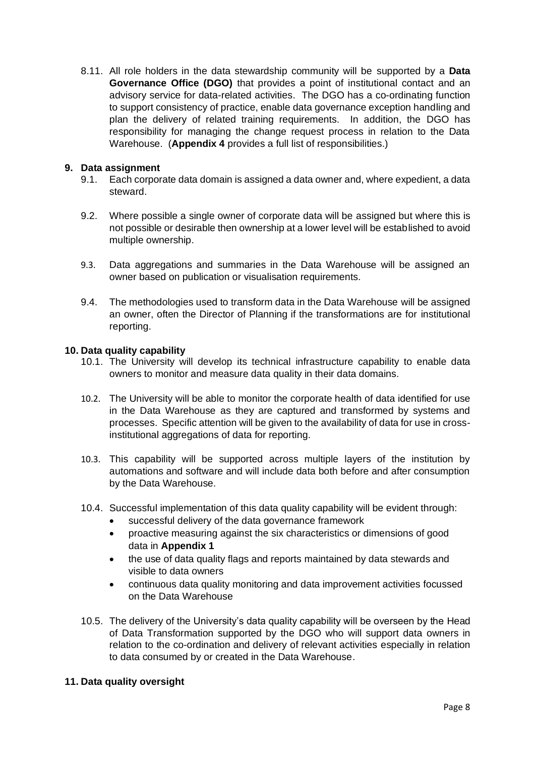8.11. All role holders in the data stewardship community will be supported by a **Data Governance Office (DGO)** that provides a point of institutional contact and an advisory service for data-related activities. The DGO has a co-ordinating function to support consistency of practice, enable data governance exception handling and plan the delivery of related training requirements. In addition, the DGO has responsibility for managing the change request process in relation to the Data Warehouse. (**Appendix 4** provides a full list of responsibilities.)

## 9. Data assignment

9.1. Each corporate data domain is assigned a data owner and, where expedient, a data steward.

9.2. Where possible a single owner of corporate data will be assigned but where this is not possible or desirable then ownership at a lower level will be established to avoid multiple ownership.

9.3. Data aggregations and summaries in the Data Warehouse will be assigned an owner based on publication or visualisation requirements.

9.4. The methodologies used to transform data in the Data Warehouse will be assigned an owner, often the Director of Planning if the transformations are for institutional reporting.

## 10. Data quality capability

10.1. The University will develop its technical infrastructure capability to enable data owners to monitor and measure data quality in their data domains.

10.2. The University will be able to monitor the corporate health of data identified for use in the Data Warehouse as they are captured and transformed by systems and processes. Specific attention will be given to the availability of data for use in cross-institutional aggregations of data for reporting.

10.3. This capability will be supported across multiple layers of the institution by automations and software and will include data both before and after consumption by the Data Warehouse.

10.4. Successful implementation of this data quality capability will be evident through:

- successful delivery of the data governance framework
- proactive measuring against the six characteristics or dimensions of good data in **Appendix 1**
- the use of data quality flags and reports maintained by data stewards and visible to data owners
- continuous data quality monitoring and data improvement activities focussed on the Data Warehouse

10.5. The delivery of the University's data quality capability will be overseen by the Head of Data Transformation supported by the DGO who will support data owners in relation to the co-ordination and delivery of relevant activities especially in relation to data consumed by or created in the Data Warehouse.

## 11. Data quality oversight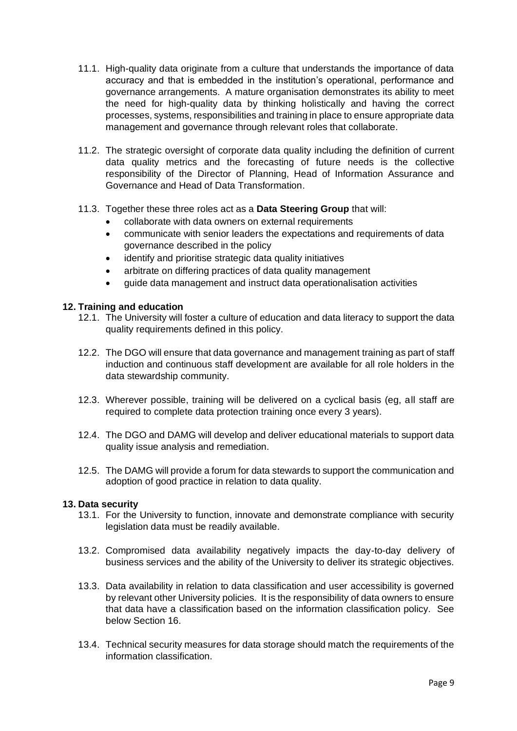11.1. High-quality data originate from a culture that understands the importance of data accuracy and that is embedded in the institution's operational, performance and governance arrangements. A mature organisation demonstrates its ability to meet the need for high-quality data by thinking holistically and having the correct processes, systems, responsibilities and training in place to ensure appropriate data management and governance through relevant roles that collaborate.

11.2. The strategic oversight of corporate data quality including the definition of current data quality metrics and the forecasting of future needs is the collective responsibility of the Director of Planning, Head of Information Assurance and Governance and Head of Data Transformation.

11.3. Together these three roles act as a **Data Steering Group** that will:

- collaborate with data owners on external requirements
- communicate with senior leaders the expectations and requirements of data governance described in the policy
- identify and prioritise strategic data quality initiatives
- arbitrate on differing practices of data quality management
- guide data management and instruct data operationalisation activities

## 12. Training and education

12.1. The University will foster a culture of education and data literacy to support the data quality requirements defined in this policy.

12.2. The DGO will ensure that data governance and management training as part of staff induction and continuous staff development are available for all role holders in the data stewardship community.

12.3. Wherever possible, training will be delivered on a cyclical basis (eg, all staff are required to complete data protection training once every 3 years).

12.4. The DGO and DAMG will develop and deliver educational materials to support data quality issue analysis and remediation.

12.5. The DAMG will provide a forum for data stewards to support the communication and adoption of good practice in relation to data quality.

## 13. Data security

13.1. For the University to function, innovate and demonstrate compliance with security legislation data must be readily available.

13.2. Compromised data availability negatively impacts the day-to-day delivery of business services and the ability of the University to deliver its strategic objectives.

13.3. Data availability in relation to data classification and user accessibility is governed by relevant other University policies. It is the responsibility of data owners to ensure that data have a classification based on the information classification policy. See below Section 16.

13.4. Technical security measures for data storage should match the requirements of the information classification.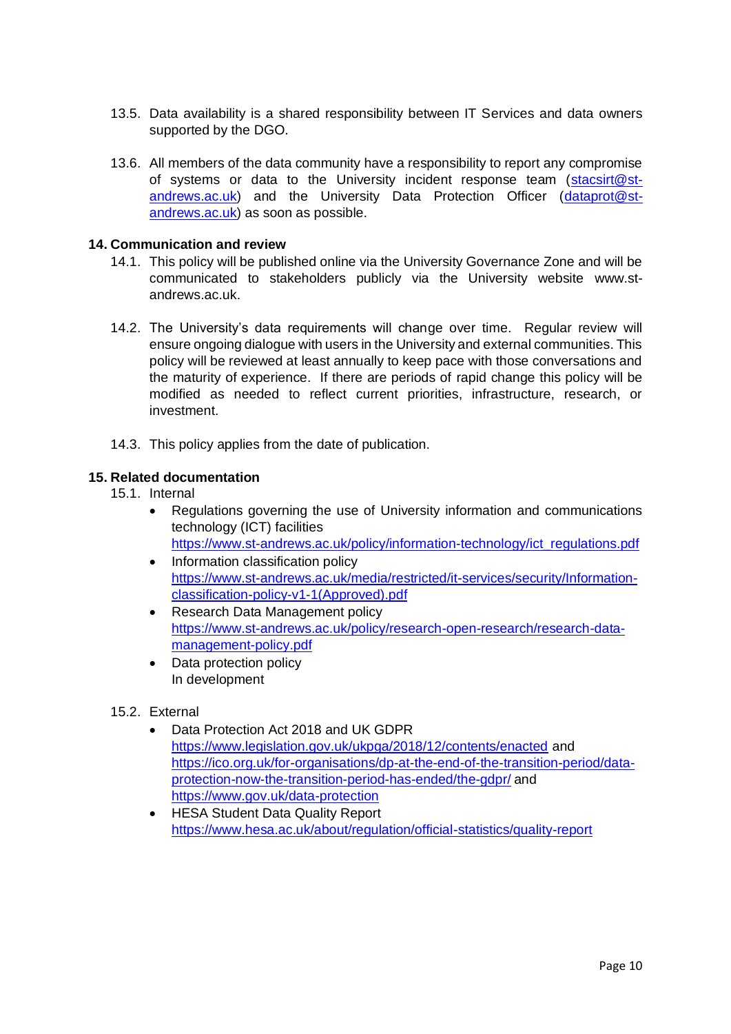13.5. Data availability is a shared responsibility between IT Services and data owners supported by the DGO.

13.6. All members of the data community have a responsibility to report any compromise of systems or data to the University incident response team (stacsirt@st-andrews.ac.uk) and the University Data Protection Officer (dataprot@st-andrews.ac.uk) as soon as possible.

## 14. Communication and review

14.1. This policy will be published online via the University Governance Zone and will be communicated to stakeholders publicly via the University website www.st-andrews.ac.uk.

14.2. The University's data requirements will change over time. Regular review will ensure ongoing dialogue with users in the University and external communities. This policy will be reviewed at least annually to keep pace with those conversations and the maturity of experience. If there are periods of rapid change this policy will be modified as needed to reflect current priorities, infrastructure, research, or investment.

14.3. This policy applies from the date of publication.

## 15. Related documentation

15.1. Internal

- Regulations governing the use of University information and communications technology (ICT) facilities
  https://www.st-andrews.ac.uk/policy/information-technology/ict_regulations.pdf
- Information classification policy
  https://www.st-andrews.ac.uk/media/restricted/it-services/security/Information-classification-policy-v1-1(Approved).pdf
- Research Data Management policy
  https://www.st-andrews.ac.uk/policy/research-open-research/research-data-management-policy.pdf
- Data protection policy
  In development

15.2. External

- Data Protection Act 2018 and UK GDPR
  https://www.legislation.gov.uk/ukpga/2018/12/contents/enacted and https://ico.org.uk/for-organisations/dp-at-the-end-of-the-transition-period/data-protection-now-the-transition-period-has-ended/the-gdpr/ and https://www.gov.uk/data-protection
- HESA Student Data Quality Report
  https://www.hesa.ac.uk/about/regulation/official-statistics/quality-report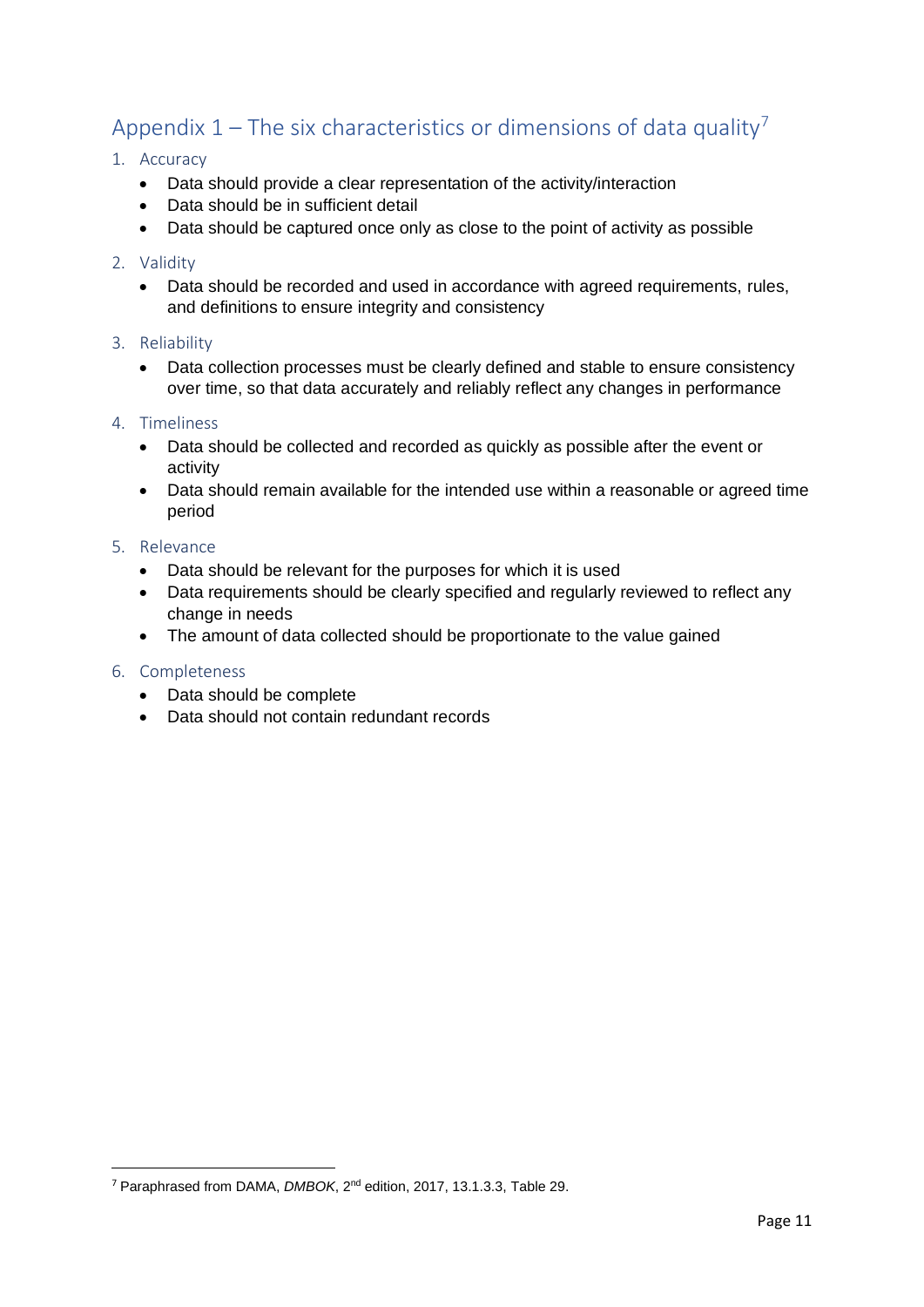## Appendix 1 – The six characteristics or dimensions of data quality[7]

1. Accuracy
    - Data should provide a clear representation of the activity/interaction
    - Data should be in sufficient detail
    - Data should be captured once only as close to the point of activity as possible
2. Validity
    - Data should be recorded and used in accordance with agreed requirements, rules, and definitions to ensure integrity and consistency
3. Reliability
    - Data collection processes must be clearly defined and stable to ensure consistency over time, so that data accurately and reliably reflect any changes in performance
4. Timeliness
    - Data should be collected and recorded as quickly as possible after the event or activity
    - Data should remain available for the intended use within a reasonable or agreed time period
5. Relevance
    - Data should be relevant for the purposes for which it is used
    - Data requirements should be clearly specified and regularly reviewed to reflect any change in needs
    - The amount of data collected should be proportionate to the value gained
6. Completeness
    - Data should be complete
    - Data should not contain redundant records

---

[7] Paraphrased from DAMA, *DMBOK*, 2nd edition, 2017, 13.1.3.3, Table 29.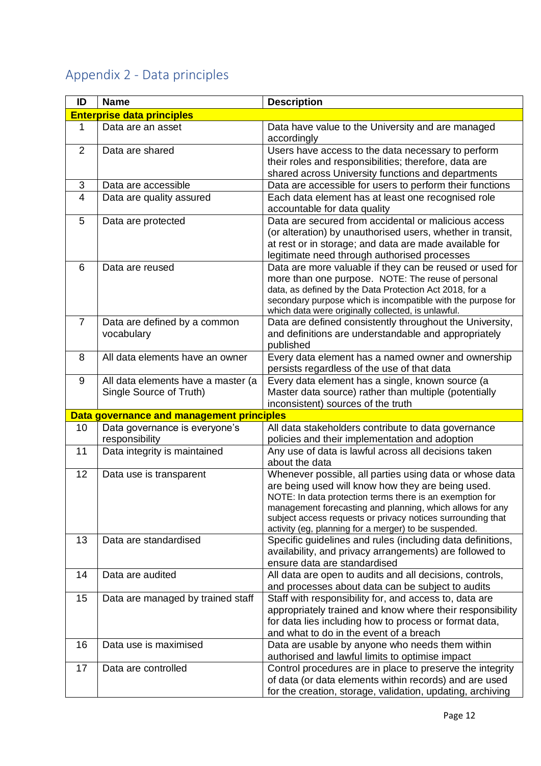## Appendix 2 - Data principles

| ID | Name | Description |
|---|---|---|
| **Enterprise data principles** | | |
| 1 | Data are an asset | Data have value to the University and are managed accordingly |
| 2 | Data are shared | Users have access to the data necessary to perform their roles and responsibilities; therefore, data are shared across University functions and departments |
| 3 | Data are accessible | Data are accessible for users to perform their functions |
| 4 | Data are quality assured | Each data element has at least one recognised role accountable for data quality |
| 5 | Data are protected | Data are secured from accidental or malicious access (or alteration) by unauthorised users, whether in transit, at rest or in storage; and data are made available for legitimate need through authorised processes |
| 6 | Data are reused | Data are more valuable if they can be reused or used for more than one purpose. NOTE: The reuse of personal data, as defined by the Data Protection Act 2018, for a secondary purpose which is incompatible with the purpose for which data were originally collected, is unlawful. |
| 7 | Data are defined by a common vocabulary | Data are defined consistently throughout the University, and definitions are understandable and appropriately published |
| 8 | All data elements have an owner | Every data element has a named owner and ownership persists regardless of the use of that data |
| 9 | All data elements have a master (a Single Source of Truth) | Every data element has a single, known source (a Master data source) rather than multiple (potentially inconsistent) sources of the truth |
| **Data governance and management principles** | | |
| 10 | Data governance is everyone's responsibility | All data stakeholders contribute to data governance policies and their implementation and adoption |
| 11 | Data integrity is maintained | Any use of data is lawful across all decisions taken about the data |
| 12 | Data use is transparent | Whenever possible, all parties using data or whose data are being used will know how they are being used. NOTE: In data protection terms there is an exemption for management forecasting and planning, which allows for any subject access requests or privacy notices surrounding that activity (eg, planning for a merger) to be suspended. |
| 13 | Data are standardised | Specific guidelines and rules (including data definitions, availability, and privacy arrangements) are followed to ensure data are standardised |
| 14 | Data are audited | All data are open to audits and all decisions, controls, and processes about data can be subject to audits |
| 15 | Data are managed by trained staff | Staff with responsibility for, and access to, data are appropriately trained and know where their responsibility for data lies including how to process or format data, and what to do in the event of a breach |
| 16 | Data use is maximised | Data are usable by anyone who needs them within authorised and lawful limits to optimise impact |
| 17 | Data are controlled | Control procedures are in place to preserve the integrity of data (or data elements within records) and are used for the creation, storage, validation, updating, archiving |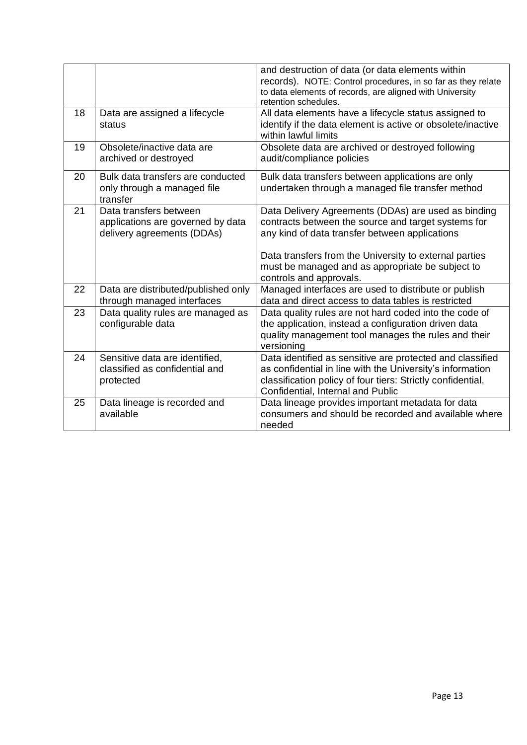| | | |
|---|---|---|
| | | and destruction of data (or data elements within records). NOTE: Control procedures, in so far as they relate to data elements of records, are aligned with University retention schedules. |
| 18 | Data are assigned a lifecycle status | All data elements have a lifecycle status assigned to identify if the data element is active or obsolete/inactive within lawful limits |
| 19 | Obsolete/inactive data are archived or destroyed | Obsolete data are archived or destroyed following audit/compliance policies |
| 20 | Bulk data transfers are conducted only through a managed file transfer | Bulk data transfers between applications are only undertaken through a managed file transfer method |
| 21 | Data transfers between applications are governed by data delivery agreements (DDAs) | Data Delivery Agreements (DDAs) are used as binding contracts between the source and target systems for any kind of data transfer between applications<br><br>Data transfers from the University to external parties must be managed and as appropriate be subject to controls and approvals. |
| 22 | Data are distributed/published only through managed interfaces | Managed interfaces are used to distribute or publish data and direct access to data tables is restricted |
| 23 | Data quality rules are managed as configurable data | Data quality rules are not hard coded into the code of the application, instead a configuration driven data quality management tool manages the rules and their versioning |
| 24 | Sensitive data are identified, classified as confidential and protected | Data identified as sensitive are protected and classified as confidential in line with the University's information classification policy of four tiers: Strictly confidential, Confidential, Internal and Public |
| 25 | Data lineage is recorded and available | Data lineage provides important metadata for data consumers and should be recorded and available where needed |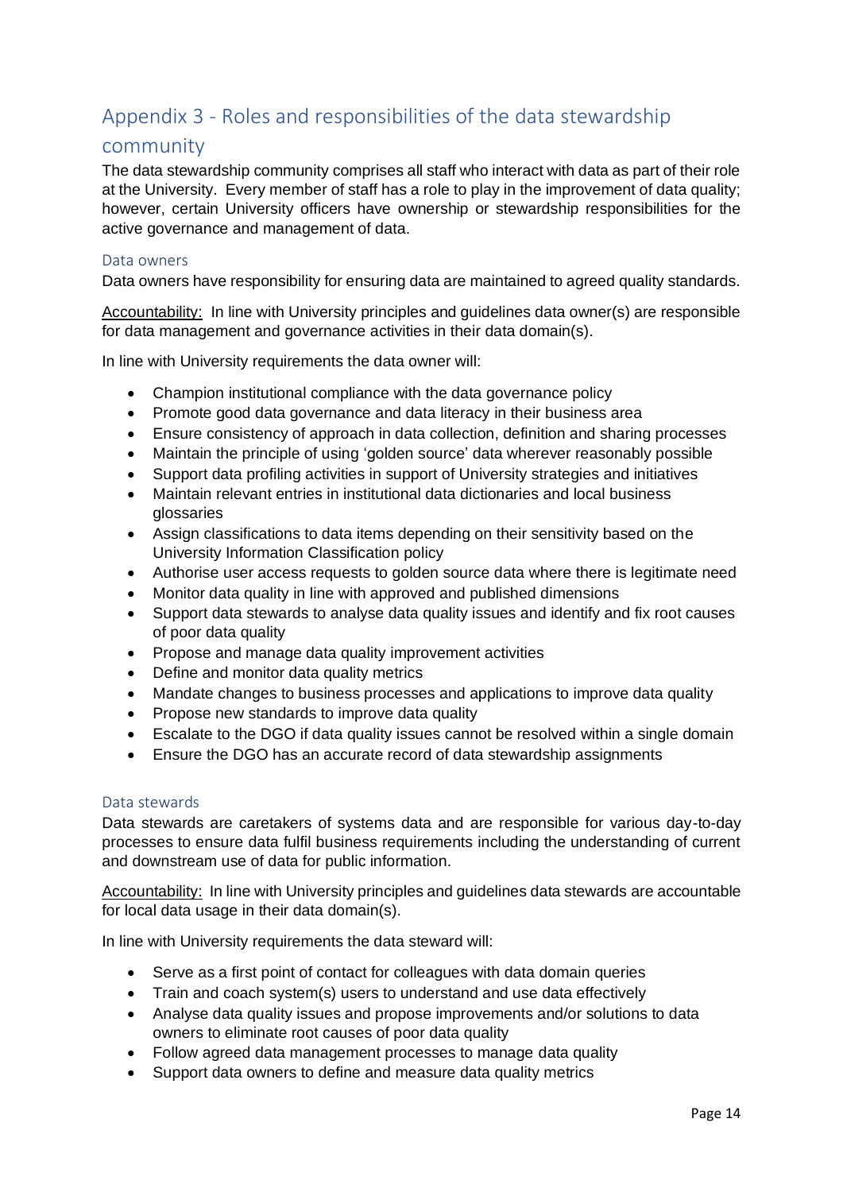## Appendix 3 - Roles and responsibilities of the data stewardship community

The data stewardship community comprises all staff who interact with data as part of their role at the University. Every member of staff has a role to play in the improvement of data quality; however, certain University officers have ownership or stewardship responsibilities for the active governance and management of data.

### Data owners

Data owners have responsibility for ensuring data are maintained to agreed quality standards.

<u>Accountability:</u> In line with University principles and guidelines data owner(s) are responsible for data management and governance activities in their data domain(s).

In line with University requirements the data owner will:

- Champion institutional compliance with the data governance policy
- Promote good data governance and data literacy in their business area
- Ensure consistency of approach in data collection, definition and sharing processes
- Maintain the principle of using 'golden source' data wherever reasonably possible
- Support data profiling activities in support of University strategies and initiatives
- Maintain relevant entries in institutional data dictionaries and local business glossaries
- Assign classifications to data items depending on their sensitivity based on the University Information Classification policy
- Authorise user access requests to golden source data where there is legitimate need
- Monitor data quality in line with approved and published dimensions
- Support data stewards to analyse data quality issues and identify and fix root causes of poor data quality
- Propose and manage data quality improvement activities
- Define and monitor data quality metrics
- Mandate changes to business processes and applications to improve data quality
- Propose new standards to improve data quality
- Escalate to the DGO if data quality issues cannot be resolved within a single domain
- Ensure the DGO has an accurate record of data stewardship assignments

### Data stewards

Data stewards are caretakers of systems data and are responsible for various day-to-day processes to ensure data fulfil business requirements including the understanding of current and downstream use of data for public information.

<u>Accountability:</u> In line with University principles and guidelines data stewards are accountable for local data usage in their data domain(s).

In line with University requirements the data steward will:

- Serve as a first point of contact for colleagues with data domain queries
- Train and coach system(s) users to understand and use data effectively
- Analyse data quality issues and propose improvements and/or solutions to data owners to eliminate root causes of poor data quality
- Follow agreed data management processes to manage data quality
- Support data owners to define and measure data quality metrics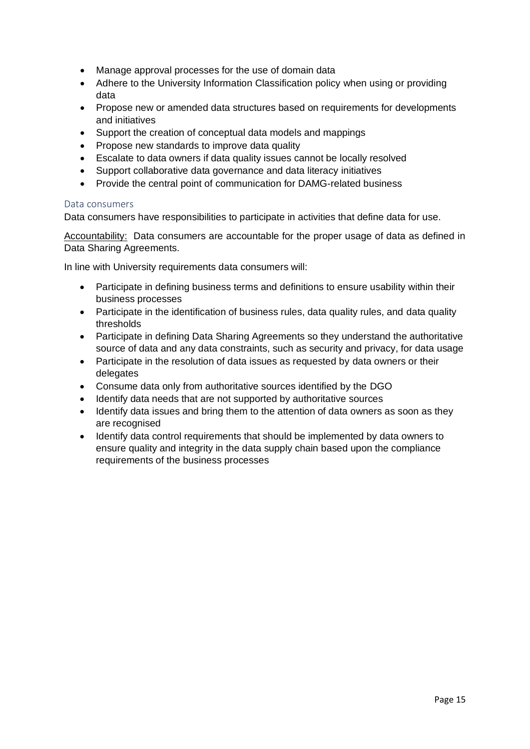- Manage approval processes for the use of domain data
- Adhere to the University Information Classification policy when using or providing data
- Propose new or amended data structures based on requirements for developments and initiatives
- Support the creation of conceptual data models and mappings
- Propose new standards to improve data quality
- Escalate to data owners if data quality issues cannot be locally resolved
- Support collaborative data governance and data literacy initiatives
- Provide the central point of communication for DAMG-related business

### Data consumers

Data consumers have responsibilities to participate in activities that define data for use.

<u>Accountability:</u> Data consumers are accountable for the proper usage of data as defined in Data Sharing Agreements.

In line with University requirements data consumers will:

- Participate in defining business terms and definitions to ensure usability within their business processes
- Participate in the identification of business rules, data quality rules, and data quality thresholds
- Participate in defining Data Sharing Agreements so they understand the authoritative source of data and any data constraints, such as security and privacy, for data usage
- Participate in the resolution of data issues as requested by data owners or their delegates
- Consume data only from authoritative sources identified by the DGO
- Identify data needs that are not supported by authoritative sources
- Identify data issues and bring them to the attention of data owners as soon as they are recognised
- Identify data control requirements that should be implemented by data owners to ensure quality and integrity in the data supply chain based upon the compliance requirements of the business processes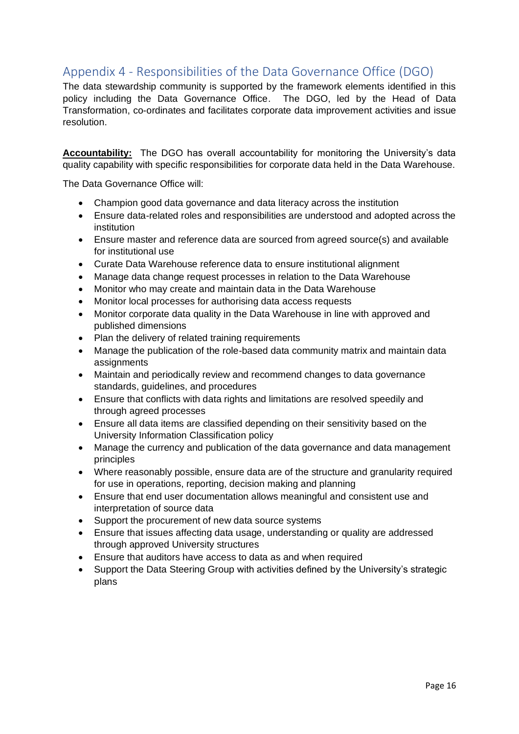## Appendix 4 - Responsibilities of the Data Governance Office (DGO)

The data stewardship community is supported by the framework elements identified in this policy including the Data Governance Office. The DGO, led by the Head of Data Transformation, co-ordinates and facilitates corporate data improvement activities and issue resolution.

**Accountability:** The DGO has overall accountability for monitoring the University's data quality capability with specific responsibilities for corporate data held in the Data Warehouse.

The Data Governance Office will:

- Champion good data governance and data literacy across the institution
- Ensure data-related roles and responsibilities are understood and adopted across the institution
- Ensure master and reference data are sourced from agreed source(s) and available for institutional use
- Curate Data Warehouse reference data to ensure institutional alignment
- Manage data change request processes in relation to the Data Warehouse
- Monitor who may create and maintain data in the Data Warehouse
- Monitor local processes for authorising data access requests
- Monitor corporate data quality in the Data Warehouse in line with approved and published dimensions
- Plan the delivery of related training requirements
- Manage the publication of the role-based data community matrix and maintain data assignments
- Maintain and periodically review and recommend changes to data governance standards, guidelines, and procedures
- Ensure that conflicts with data rights and limitations are resolved speedily and through agreed processes
- Ensure all data items are classified depending on their sensitivity based on the University Information Classification policy
- Manage the currency and publication of the data governance and data management principles
- Where reasonably possible, ensure data are of the structure and granularity required for use in operations, reporting, decision making and planning
- Ensure that end user documentation allows meaningful and consistent use and interpretation of source data
- Support the procurement of new data source systems
- Ensure that issues affecting data usage, understanding or quality are addressed through approved University structures
- Ensure that auditors have access to data as and when required
- Support the Data Steering Group with activities defined by the University's strategic plans